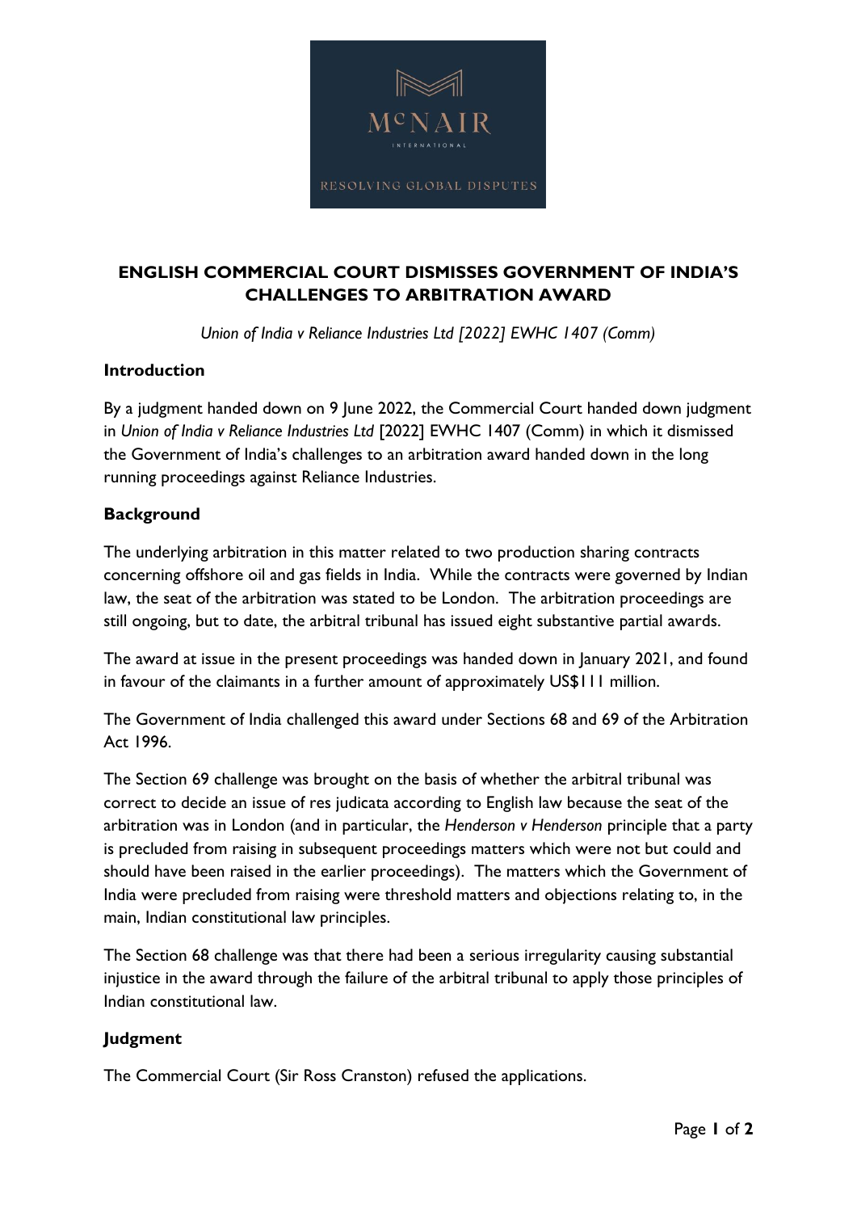# ENGLISH COMMERCIAL COURT DISMISSES GOVERNMENT OF INDIA'S CHALLENGES TO ARBITRATION AWARD

*Union of India v Reliance Industries Ltd [2022] EWHC 1407 (Comm)*

## Introduction

By a judgment handed down on 9 June 2022, the Commercial Court handed down judgment in *Union of India v Reliance Industries Ltd* [2022] EWHC 1407 (Comm) in which it dismissed the Government of India's challenges to an arbitration award handed down in the long running proceedings against Reliance Industries.

## Background

The underlying arbitration in this matter related to two production sharing contracts concerning offshore oil and gas fields in India. While the contracts were governed by Indian law, the seat of the arbitration was stated to be London. The arbitration proceedings are still ongoing, but to date, the arbitral tribunal has issued eight substantive partial awards.

The award at issue in the present proceedings was handed down in January 2021, and found in favour of the claimants in a further amount of approximately US$111 million.

The Government of India challenged this award under Sections 68 and 69 of the Arbitration Act 1996.

The Section 69 challenge was brought on the basis of whether the arbitral tribunal was correct to decide an issue of res judicata according to English law because the seat of the arbitration was in London (and in particular, the *Henderson v Henderson* principle that a party is precluded from raising in subsequent proceedings matters which were not but could and should have been raised in the earlier proceedings). The matters which the Government of India were precluded from raising were threshold matters and objections relating to, in the main, Indian constitutional law principles.

The Section 68 challenge was that there had been a serious irregularity causing substantial injustice in the award through the failure of the arbitral tribunal to apply those principles of Indian constitutional law.

## Judgment

The Commercial Court (Sir Ross Cranston) refused the applications.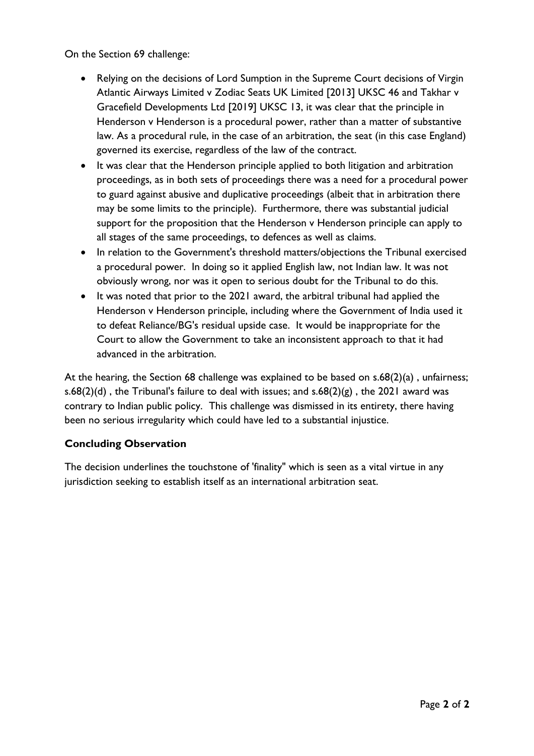On the Section 69 challenge:

- Relying on the decisions of Lord Sumption in the Supreme Court decisions of Virgin Atlantic Airways Limited v Zodiac Seats UK Limited [2013] UKSC 46 and Takhar v Gracefield Developments Ltd [2019] UKSC 13, it was clear that the principle in Henderson v Henderson is a procedural power, rather than a matter of substantive law. As a procedural rule, in the case of an arbitration, the seat (in this case England) governed its exercise, regardless of the law of the contract.
- It was clear that the Henderson principle applied to both litigation and arbitration proceedings, as in both sets of proceedings there was a need for a procedural power to guard against abusive and duplicative proceedings (albeit that in arbitration there may be some limits to the principle). Furthermore, there was substantial judicial support for the proposition that the Henderson v Henderson principle can apply to all stages of the same proceedings, to defences as well as claims.
- In relation to the Government's threshold matters/objections the Tribunal exercised a procedural power. In doing so it applied English law, not Indian law. It was not obviously wrong, nor was it open to serious doubt for the Tribunal to do this.
- It was noted that prior to the 2021 award, the arbitral tribunal had applied the Henderson v Henderson principle, including where the Government of India used it to defeat Reliance/BG's residual upside case. It would be inappropriate for the Court to allow the Government to take an inconsistent approach to that it had advanced in the arbitration.

At the hearing, the Section 68 challenge was explained to be based on s.68(2)(a) , unfairness; s.68(2)(d) , the Tribunal's failure to deal with issues; and s.68(2)(g) , the 2021 award was contrary to Indian public policy. This challenge was dismissed in its entirety, there having been no serious irregularity which could have led to a substantial injustice.

## Concluding Observation

The decision underlines the touchstone of 'finality" which is seen as a vital virtue in any jurisdiction seeking to establish itself as an international arbitration seat.